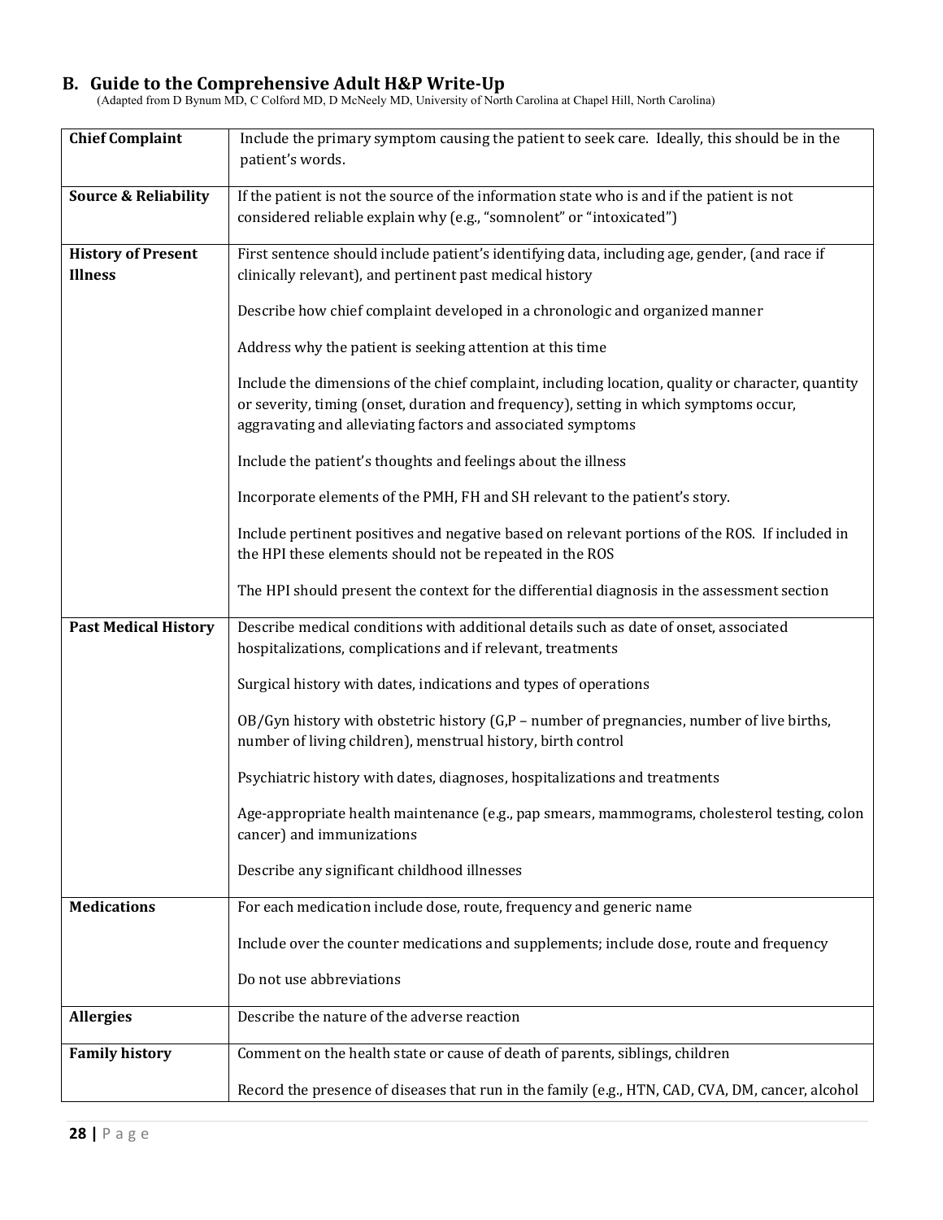## B. Guide to the Comprehensive Adult H&P Write-Up

(Adapted from D Bynum MD, C Colford MD, D McNeely MD, University of North Carolina at Chapel Hill, North Carolina)

| | |
|---|---|
| **Chief Complaint** | Include the primary symptom causing the patient to seek care. Ideally, this should be in the patient's words. |
| **Source & Reliability** | If the patient is not the source of the information state who is and if the patient is not considered reliable explain why (e.g., "somnolent" or "intoxicated") |
| **History of Present Illness** | First sentence should include patient's identifying data, including age, gender, (and race if clinically relevant), and pertinent past medical history<br><br>Describe how chief complaint developed in a chronologic and organized manner<br><br>Address why the patient is seeking attention at this time<br><br>Include the dimensions of the chief complaint, including location, quality or character, quantity or severity, timing (onset, duration and frequency), setting in which symptoms occur, aggravating and alleviating factors and associated symptoms<br><br>Include the patient's thoughts and feelings about the illness<br><br>Incorporate elements of the PMH, FH and SH relevant to the patient's story.<br><br>Include pertinent positives and negative based on relevant portions of the ROS. If included in the HPI these elements should not be repeated in the ROS<br><br>The HPI should present the context for the differential diagnosis in the assessment section |
| **Past Medical History** | Describe medical conditions with additional details such as date of onset, associated hospitalizations, complications and if relevant, treatments<br><br>Surgical history with dates, indications and types of operations<br><br>OB/Gyn history with obstetric history (G,P – number of pregnancies, number of live births, number of living children), menstrual history, birth control<br><br>Psychiatric history with dates, diagnoses, hospitalizations and treatments<br><br>Age-appropriate health maintenance (e.g., pap smears, mammograms, cholesterol testing, colon cancer) and immunizations<br><br>Describe any significant childhood illnesses |
| **Medications** | For each medication include dose, route, frequency and generic name<br><br>Include over the counter medications and supplements; include dose, route and frequency<br><br>Do not use abbreviations |
| **Allergies** | Describe the nature of the adverse reaction |
| **Family history** | Comment on the health state or cause of death of parents, siblings, children<br><br>Record the presence of diseases that run in the family (e.g., HTN, CAD, CVA, DM, cancer, alcohol |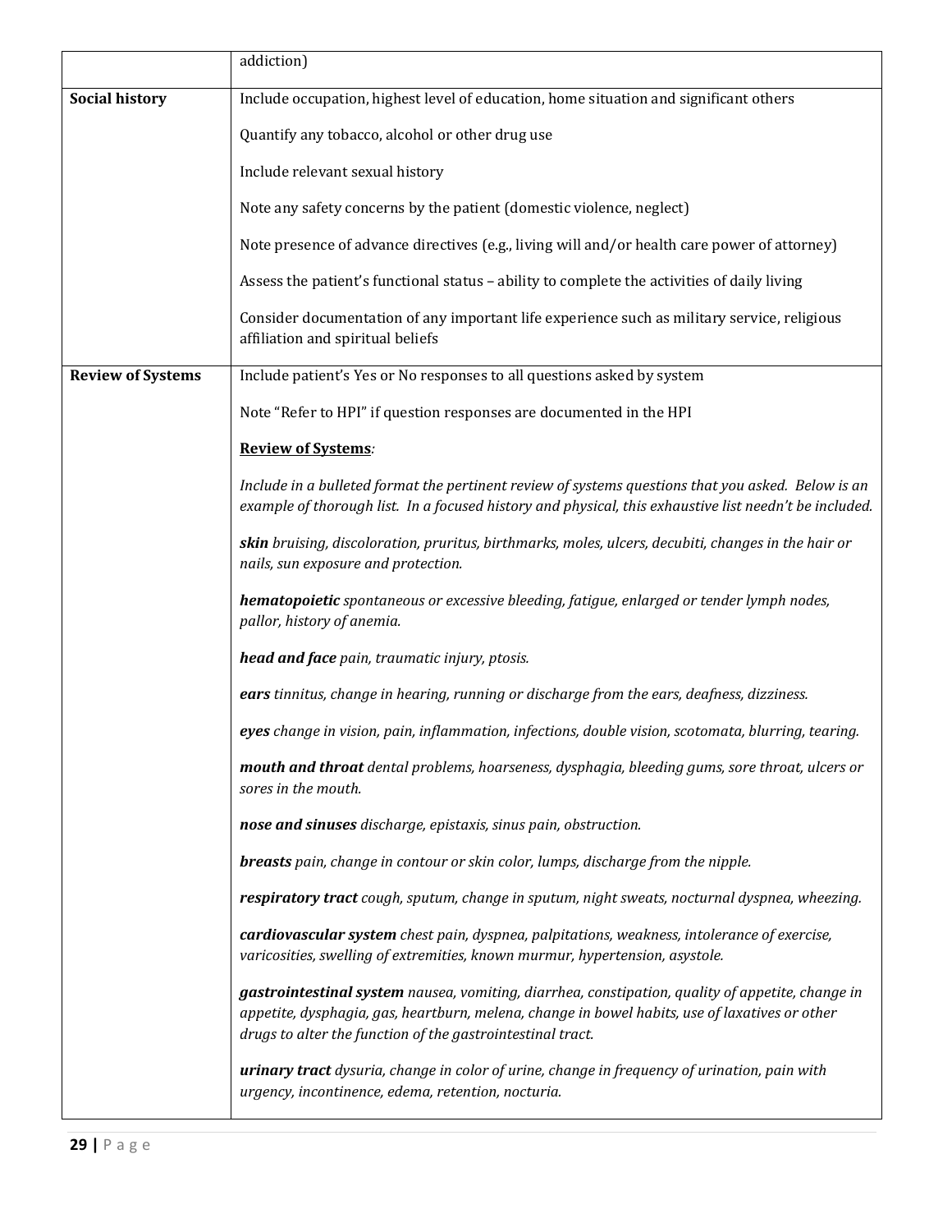| | |
|---|---|
| | addiction) |
| **Social history** | Include occupation, highest level of education, home situation and significant others<br><br>Quantify any tobacco, alcohol or other drug use<br><br>Include relevant sexual history<br><br>Note any safety concerns by the patient (domestic violence, neglect)<br><br>Note presence of advance directives (e.g., living will and/or health care power of attorney)<br><br>Assess the patient's functional status – ability to complete the activities of daily living<br><br>Consider documentation of any important life experience such as military service, religious affiliation and spiritual beliefs |
| **Review of Systems** | Include patient's Yes or No responses to all questions asked by system<br><br>Note "Refer to HPI" if question responses are documented in the HPI<br><br>**<u>Review of Systems</u>***:*<br><br>*Include in a bulleted format the pertinent review of systems questions that you asked. Below is an example of thorough list. In a focused history and physical, this exhaustive list needn't be included.*<br><br>***skin*** *bruising, discoloration, pruritus, birthmarks, moles, ulcers, decubiti, changes in the hair or nails, sun exposure and protection.*<br><br>***hematopoietic*** *spontaneous or excessive bleeding, fatigue, enlarged or tender lymph nodes, pallor, history of anemia.*<br><br>***head and face*** *pain, traumatic injury, ptosis.*<br><br>***ears*** *tinnitus, change in hearing, running or discharge from the ears, deafness, dizziness.*<br><br>***eyes*** *change in vision, pain, inflammation, infections, double vision, scotomata, blurring, tearing.*<br><br>***mouth and throat*** *dental problems, hoarseness, dysphagia, bleeding gums, sore throat, ulcers or sores in the mouth.*<br><br>***nose and sinuses*** *discharge, epistaxis, sinus pain, obstruction.*<br><br>***breasts*** *pain, change in contour or skin color, lumps, discharge from the nipple.*<br><br>***respiratory tract*** *cough, sputum, change in sputum, night sweats, nocturnal dyspnea, wheezing.*<br><br>***cardiovascular system*** *chest pain, dyspnea, palpitations, weakness, intolerance of exercise, varicosities, swelling of extremities, known murmur, hypertension, asystole.*<br><br>***gastrointestinal system*** *nausea, vomiting, diarrhea, constipation, quality of appetite, change in appetite, dysphagia, gas, heartburn, melena, change in bowel habits, use of laxatives or other drugs to alter the function of the gastrointestinal tract.*<br><br>***urinary tract*** *dysuria, change in color of urine, change in frequency of urination, pain with urgency, incontinence, edema, retention, nocturia.* |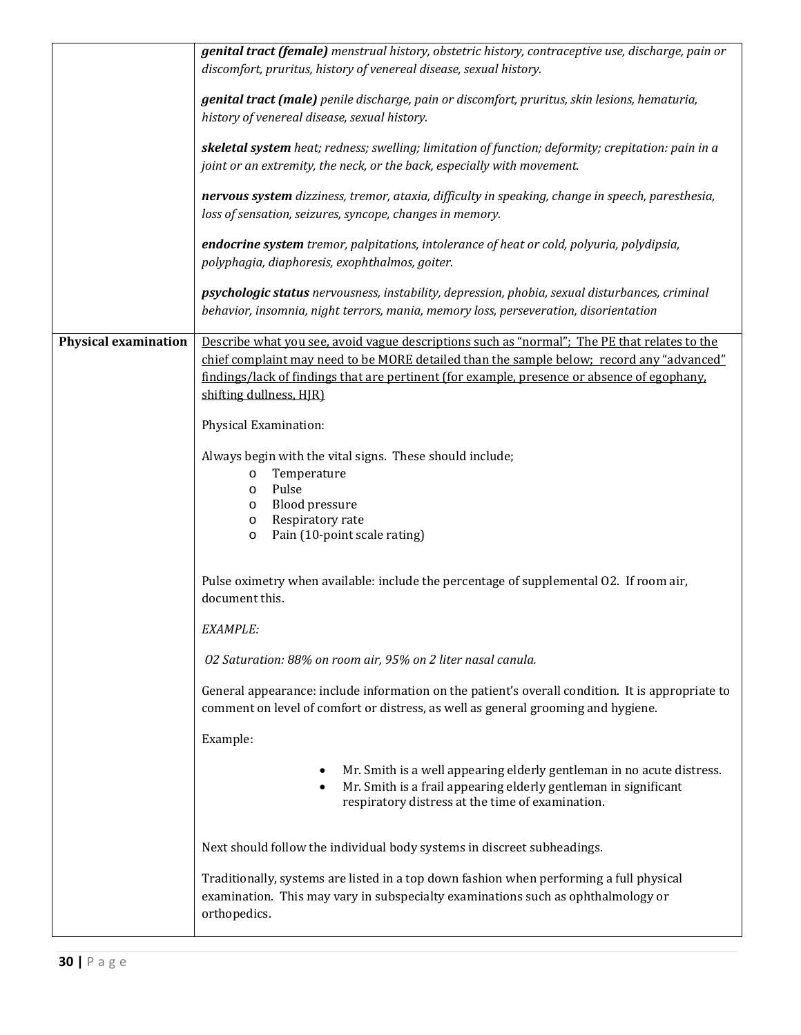| | |
|---|---|
| | ***genital tract (female)*** *menstrual history, obstetric history, contraceptive use, discharge, pain or discomfort, pruritus, history of venereal disease, sexual history.*<br><br>***genital tract (male)*** *penile discharge, pain or discomfort, pruritus, skin lesions, hematuria, history of venereal disease, sexual history.*<br><br>***skeletal system*** *heat; redness; swelling; limitation of function; deformity; crepitation: pain in a joint or an extremity, the neck, or the back, especially with movement.*<br><br>***nervous system*** *dizziness, tremor, ataxia, difficulty in speaking, change in speech, paresthesia, loss of sensation, seizures, syncope, changes in memory.*<br><br>***endocrine system*** *tremor, palpitations, intolerance of heat or cold, polyuria, polydipsia, polyphagia, diaphoresis, exophthalmos, goiter.*<br><br>***psychologic status*** *nervousness, instability, depression, phobia, sexual disturbances, criminal behavior, insomnia, night terrors, mania, memory loss, perseveration, disorientation* |
| **Physical examination** | <u>Describe what you see, avoid vague descriptions such as "normal"; The PE that relates to the chief complaint may need to be MORE detailed than the sample below; record any "advanced" findings/lack of findings that are pertinent (for example, presence or absence of egophany, shifting dullness, HJR)</u><br><br>Physical Examination:<br><br>Always begin with the vital signs. These should include;<br>o Temperature<br>o Pulse<br>o Blood pressure<br>o Respiratory rate<br>o Pain (10-point scale rating)<br><br>Pulse oximetry when available: include the percentage of supplemental O2. If room air, document this.<br><br>*EXAMPLE:*<br><br>*O2 Saturation: 88% on room air, 95% on 2 liter nasal canula.*<br><br>General appearance: include information on the patient's overall condition. It is appropriate to comment on level of comfort or distress, as well as general grooming and hygiene.<br><br>Example:<br><br>• Mr. Smith is a well appearing elderly gentleman in no acute distress.<br>• Mr. Smith is a frail appearing elderly gentleman in significant respiratory distress at the time of examination.<br><br>Next should follow the individual body systems in discreet subheadings.<br><br>Traditionally, systems are listed in a top down fashion when performing a full physical examination. This may vary in subspecialty examinations such as ophthalmology or orthopedics. |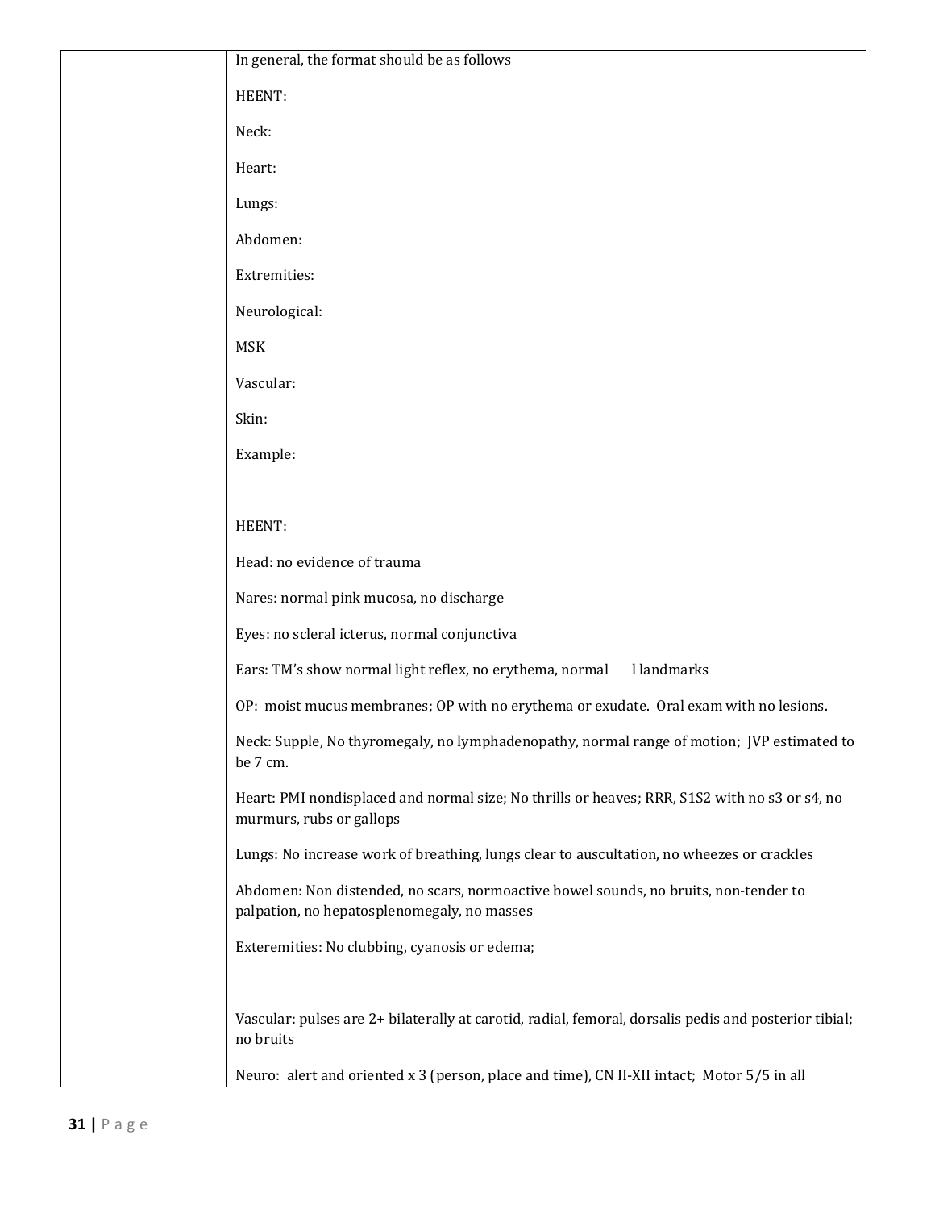| | In general, the format should be as follows<br><br>HEENT:<br><br>Neck:<br><br>Heart:<br><br>Lungs:<br><br>Abdomen:<br><br>Extremities:<br><br>Neurological:<br><br>MSK<br><br>Vascular:<br><br>Skin:<br><br>Example:<br><br>HEENT:<br><br>Head: no evidence of trauma<br><br>Nares: normal pink mucosa, no discharge<br><br>Eyes: no scleral icterus, normal conjunctiva<br><br>Ears: TM's show normal light reflex, no erythema, normal l landmarks<br><br>OP: moist mucus membranes; OP with no erythema or exudate. Oral exam with no lesions.<br><br>Neck: Supple, No thyromegaly, no lymphadenopathy, normal range of motion; JVP estimated to be 7 cm.<br><br>Heart: PMI nondisplaced and normal size; No thrills or heaves; RRR, S1S2 with no s3 or s4, no murmurs, rubs or gallops<br><br>Lungs: No increase work of breathing, lungs clear to auscultation, no wheezes or crackles<br><br>Abdomen: Non distended, no scars, normoactive bowel sounds, no bruits, non-tender to palpation, no hepatosplenomegaly, no masses<br><br>Exteremities: No clubbing, cyanosis or edema;<br><br>Vascular: pulses are 2+ bilaterally at carotid, radial, femoral, dorsalis pedis and posterior tibial; no bruits<br><br>Neuro: alert and oriented x 3 (person, place and time), CN II-XII intact; Motor 5/5 in all |
|---|---|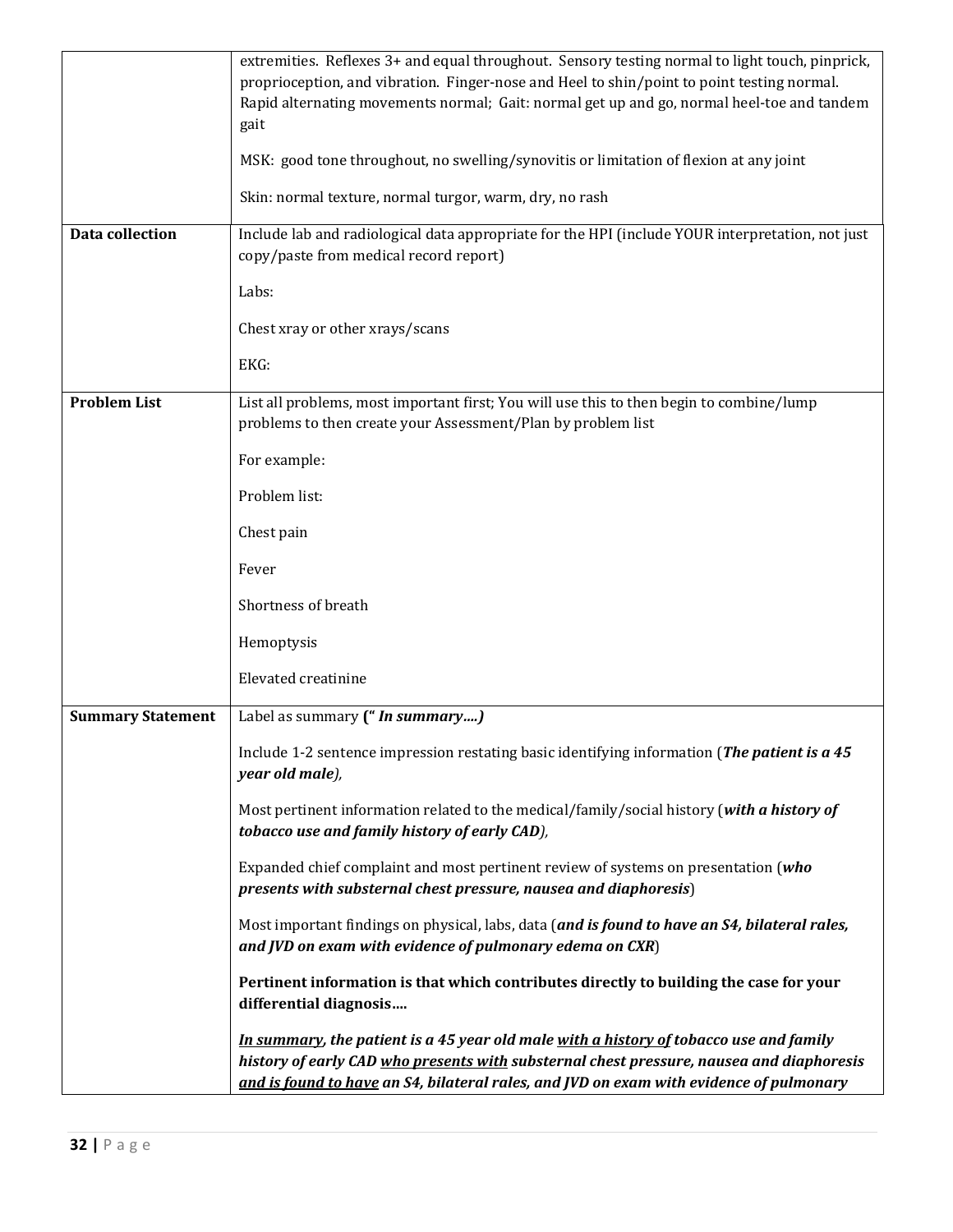| | |
|---|---|
| | extremities. Reflexes 3+ and equal throughout. Sensory testing normal to light touch, pinprick, proprioception, and vibration. Finger-nose and Heel to shin/point to point testing normal. Rapid alternating movements normal; Gait: normal get up and go, normal heel-toe and tandem gait<br><br>MSK: good tone throughout, no swelling/synovitis or limitation of flexion at any joint<br><br>Skin: normal texture, normal turgor, warm, dry, no rash |
| **Data collection** | Include lab and radiological data appropriate for the HPI (include YOUR interpretation, not just copy/paste from medical record report)<br><br>Labs:<br><br>Chest xray or other xrays/scans<br><br>EKG: |
| **Problem List** | List all problems, most important first; You will use this to then begin to combine/lump problems to then create your Assessment/Plan by problem list<br><br>For example:<br><br>Problem list:<br><br>Chest pain<br><br>Fever<br><br>Shortness of breath<br><br>Hemoptysis<br><br>Elevated creatinine |
| **Summary Statement** | Label as summary **(" *In summary….*)**<br><br>Include 1-2 sentence impression restating basic identifying information (***The patient is a 45 year old male****),*<br><br>Most pertinent information related to the medical/family/social history (***with a history of tobacco use and family history of early CAD****),*<br><br>Expanded chief complaint and most pertinent review of systems on presentation (***who presents with substernal chest pressure, nausea and diaphoresis***)<br><br>Most important findings on physical, labs, data (***and is found to have an S4, bilateral rales, and JVD on exam with evidence of pulmonary edema on CXR***)<br><br>**Pertinent information is that which contributes directly to building the case for your differential diagnosis….**<br><br>***<u>In summary</u>, the patient is a 45 year old male <u>with a history of</u> tobacco use and family history of early CAD <u>who presents with</u> substernal chest pressure, nausea and diaphoresis <u>and is found to have</u> an S4, bilateral rales, and JVD on exam with evidence of pulmonary*** |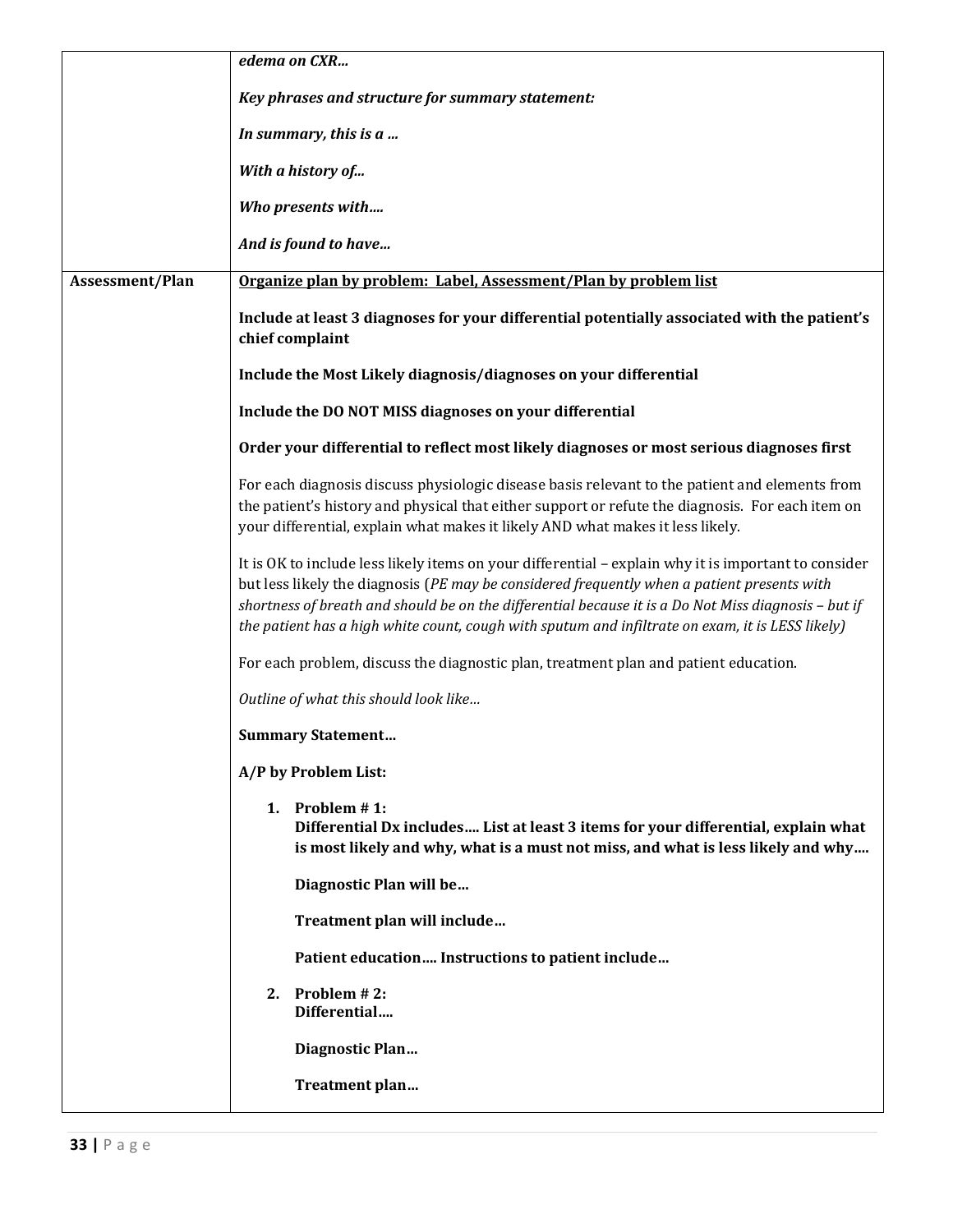| | |
|---|---|
| | ***edema on CXR…***<br><br>***Key phrases and structure for summary statement:***<br><br>***In summary, this is a …***<br><br>***With a history of…***<br><br>***Who presents with….***<br><br>***And is found to have…*** |
| **Assessment/Plan** | <u>**Organize plan by problem: Label, Assessment/Plan by problem list**</u><br><br>**Include at least 3 diagnoses for your differential potentially associated with the patient's chief complaint**<br><br>**Include the Most Likely diagnosis/diagnoses on your differential**<br><br>**Include the DO NOT MISS diagnoses on your differential**<br><br>**Order your differential to reflect most likely diagnoses or most serious diagnoses first**<br><br>For each diagnosis discuss physiologic disease basis relevant to the patient and elements from the patient's history and physical that either support or refute the diagnosis. For each item on your differential, explain what makes it likely AND what makes it less likely.<br><br>It is OK to include less likely items on your differential – explain why it is important to consider but less likely the diagnosis (*PE may be considered frequently when a patient presents with shortness of breath and should be on the differential because it is a Do Not Miss diagnosis – but if the patient has a high white count, cough with sputum and infiltrate on exam, it is LESS likely)*<br><br>For each problem, discuss the diagnostic plan, treatment plan and patient education.<br><br>*Outline of what this should look like…*<br><br>**Summary Statement…**<br><br>**A/P by Problem List:**<br><br>1. **Problem # 1:**<br>**Differential Dx includes…. List at least 3 items for your differential, explain what is most likely and why, what is a must not miss, and what is less likely and why….**<br><br>**Diagnostic Plan will be…**<br><br>**Treatment plan will include…**<br><br>**Patient education…. Instructions to patient include…**<br><br>2. **Problem # 2:**<br>**Differential….**<br><br>**Diagnostic Plan…**<br><br>**Treatment plan…** |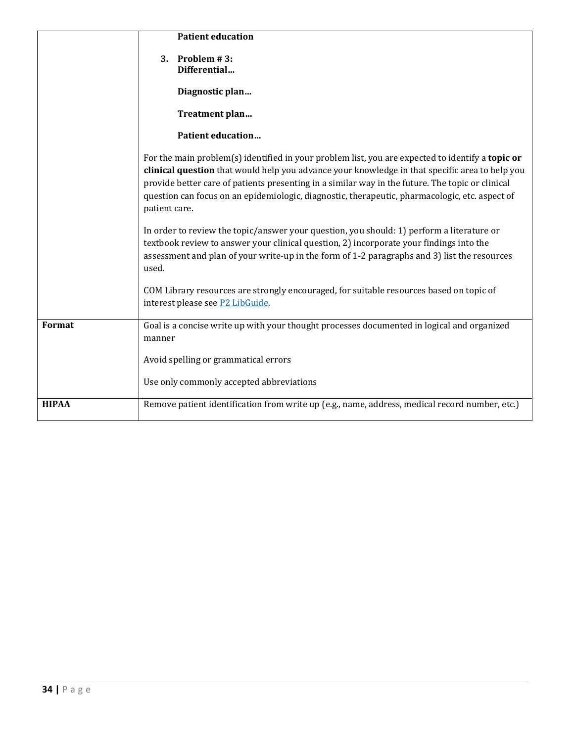| | |
|---|---|
| | **Patient education**<br><br>3. **Problem # 3:**<br>**Differential…**<br><br>**Diagnostic plan…**<br><br>**Treatment plan…**<br><br>**Patient education…**<br><br>For the main problem(s) identified in your problem list, you are expected to identify a **topic or clinical question** that would help you advance your knowledge in that specific area to help you provide better care of patients presenting in a similar way in the future. The topic or clinical question can focus on an epidemiologic, diagnostic, therapeutic, pharmacologic, etc. aspect of patient care.<br><br>In order to review the topic/answer your question, you should: 1) perform a literature or textbook review to answer your clinical question, 2) incorporate your findings into the assessment and plan of your write-up in the form of 1-2 paragraphs and 3) list the resources used.<br><br>COM Library resources are strongly encouraged, for suitable resources based on topic of interest please see P2 LibGuide. |
| **Format** | Goal is a concise write up with your thought processes documented in logical and organized manner<br><br>Avoid spelling or grammatical errors<br><br>Use only commonly accepted abbreviations |
| **HIPAA** | Remove patient identification from write up (e.g., name, address, medical record number, etc.) |